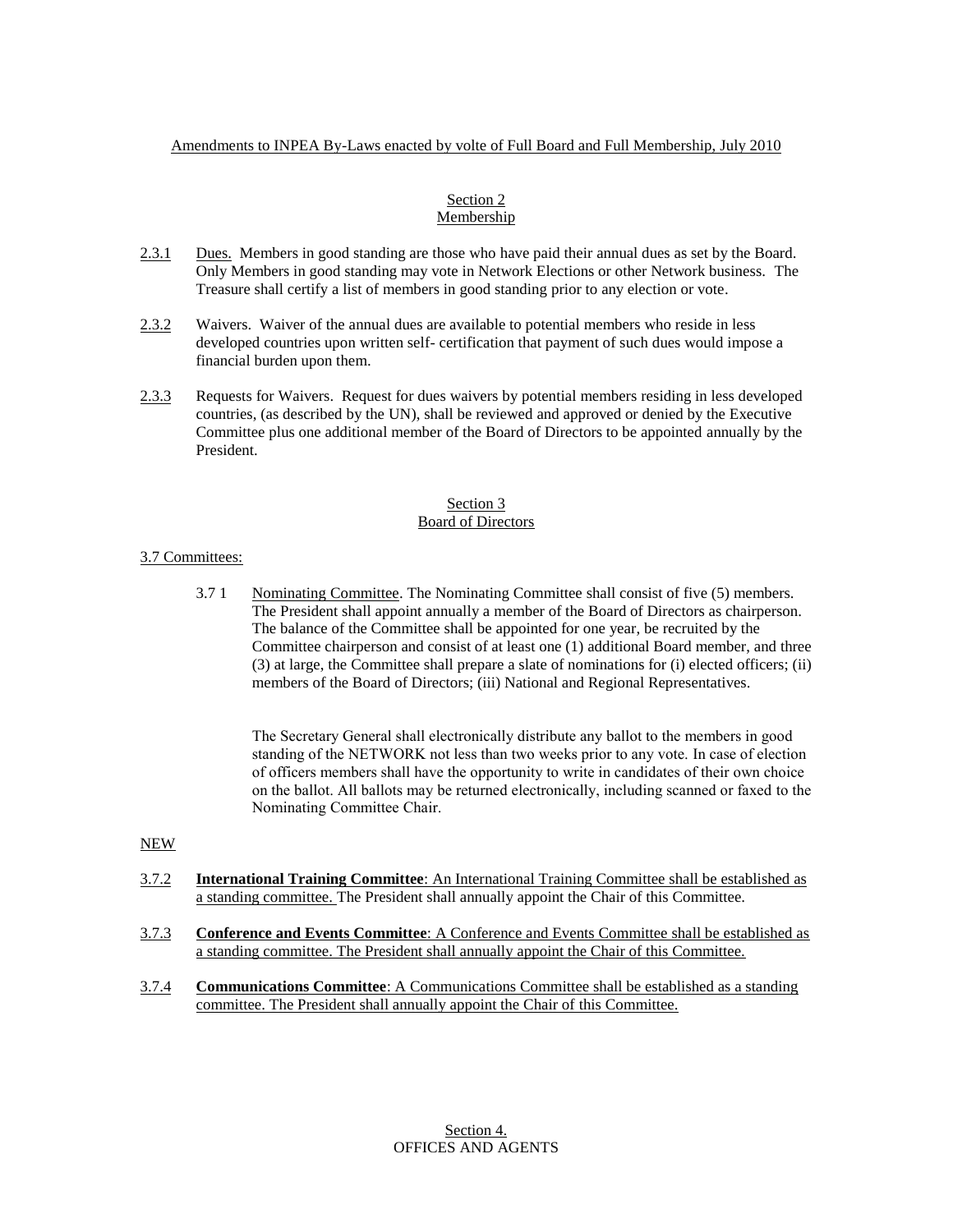Amendments to INPEA By-Laws enacted by volte of Full Board and Full Membership, July 2010

## Section 2
## Membership

2.3.1 Dues. Members in good standing are those who have paid their annual dues as set by the Board. Only Members in good standing may vote in Network Elections or other Network business. The Treasure shall certify a list of members in good standing prior to any election or vote.

2.3.2 Waivers. Waiver of the annual dues are available to potential members who reside in less developed countries upon written self- certification that payment of such dues would impose a financial burden upon them.

2.3.3 Requests for Waivers. Request for dues waivers by potential members residing in less developed countries, (as described by the UN), shall be reviewed and approved or denied by the Executive Committee plus one additional member of the Board of Directors to be appointed annually by the President.

## Section 3
## Board of Directors

3.7 Committees:

3.7 1 Nominating Committee. The Nominating Committee shall consist of five (5) members. The President shall appoint annually a member of the Board of Directors as chairperson. The balance of the Committee shall be appointed for one year, be recruited by the Committee chairperson and consist of at least one (1) additional Board member, and three (3) at large, the Committee shall prepare a slate of nominations for (i) elected officers; (ii) members of the Board of Directors; (iii) National and Regional Representatives.

The Secretary General shall electronically distribute any ballot to the members in good standing of the NETWORK not less than two weeks prior to any vote. In case of election of officers members shall have the opportunity to write in candidates of their own choice on the ballot. All ballots may be returned electronically, including scanned or faxed to the Nominating Committee Chair.

NEW

3.7.2 **International Training Committee**: An International Training Committee shall be established as a standing committee. The President shall annually appoint the Chair of this Committee.

3.7.3 **Conference and Events Committee**: A Conference and Events Committee shall be established as a standing committee. The President shall annually appoint the Chair of this Committee.

3.7.4 **Communications Committee**: A Communications Committee shall be established as a standing committee. The President shall annually appoint the Chair of this Committee.

## Section 4.
## OFFICES AND AGENTS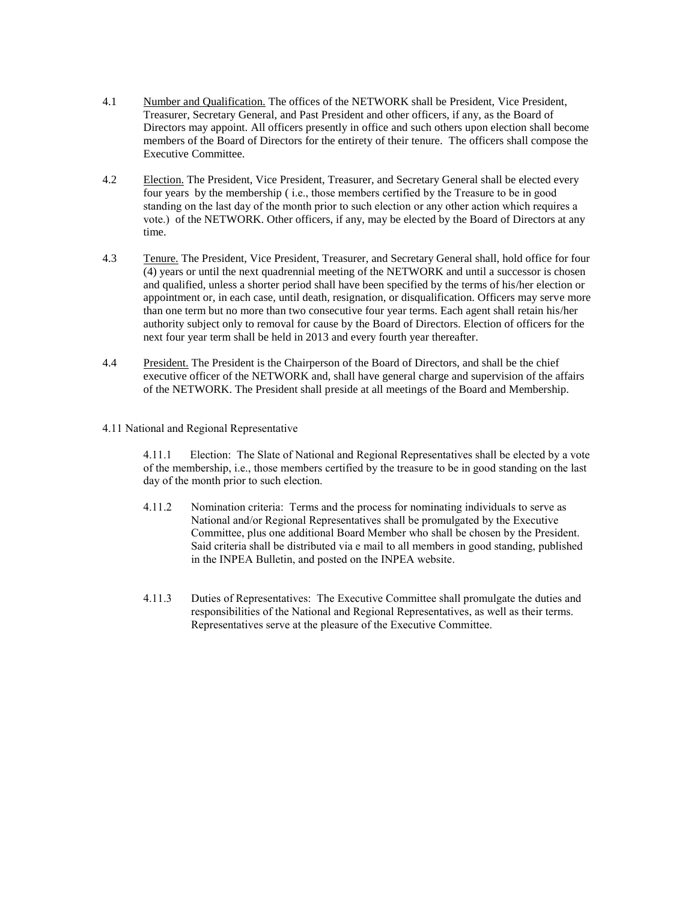4.1 Number and Qualification. The offices of the NETWORK shall be President, Vice President, Treasurer, Secretary General, and Past President and other officers, if any, as the Board of Directors may appoint. All officers presently in office and such others upon election shall become members of the Board of Directors for the entirety of their tenure. The officers shall compose the Executive Committee.

4.2 Election. The President, Vice President, Treasurer, and Secretary General shall be elected every four years by the membership ( i.e., those members certified by the Treasure to be in good standing on the last day of the month prior to such election or any other action which requires a vote.) of the NETWORK. Other officers, if any, may be elected by the Board of Directors at any time.

4.3 Tenure. The President, Vice President, Treasurer, and Secretary General shall, hold office for four (4) years or until the next quadrennial meeting of the NETWORK and until a successor is chosen and qualified, unless a shorter period shall have been specified by the terms of his/her election or appointment or, in each case, until death, resignation, or disqualification. Officers may serve more than one term but no more than two consecutive four year terms. Each agent shall retain his/her authority subject only to removal for cause by the Board of Directors. Election of officers for the next four year term shall be held in 2013 and every fourth year thereafter.

4.4 President. The President is the Chairperson of the Board of Directors, and shall be the chief executive officer of the NETWORK and, shall have general charge and supervision of the affairs of the NETWORK. The President shall preside at all meetings of the Board and Membership.

4.11 National and Regional Representative

4.11.1 Election: The Slate of National and Regional Representatives shall be elected by a vote of the membership, i.e., those members certified by the treasure to be in good standing on the last day of the month prior to such election.

4.11.2 Nomination criteria: Terms and the process for nominating individuals to serve as National and/or Regional Representatives shall be promulgated by the Executive Committee, plus one additional Board Member who shall be chosen by the President. Said criteria shall be distributed via e mail to all members in good standing, published in the INPEA Bulletin, and posted on the INPEA website.

4.11.3 Duties of Representatives: The Executive Committee shall promulgate the duties and responsibilities of the National and Regional Representatives, as well as their terms. Representatives serve at the pleasure of the Executive Committee.